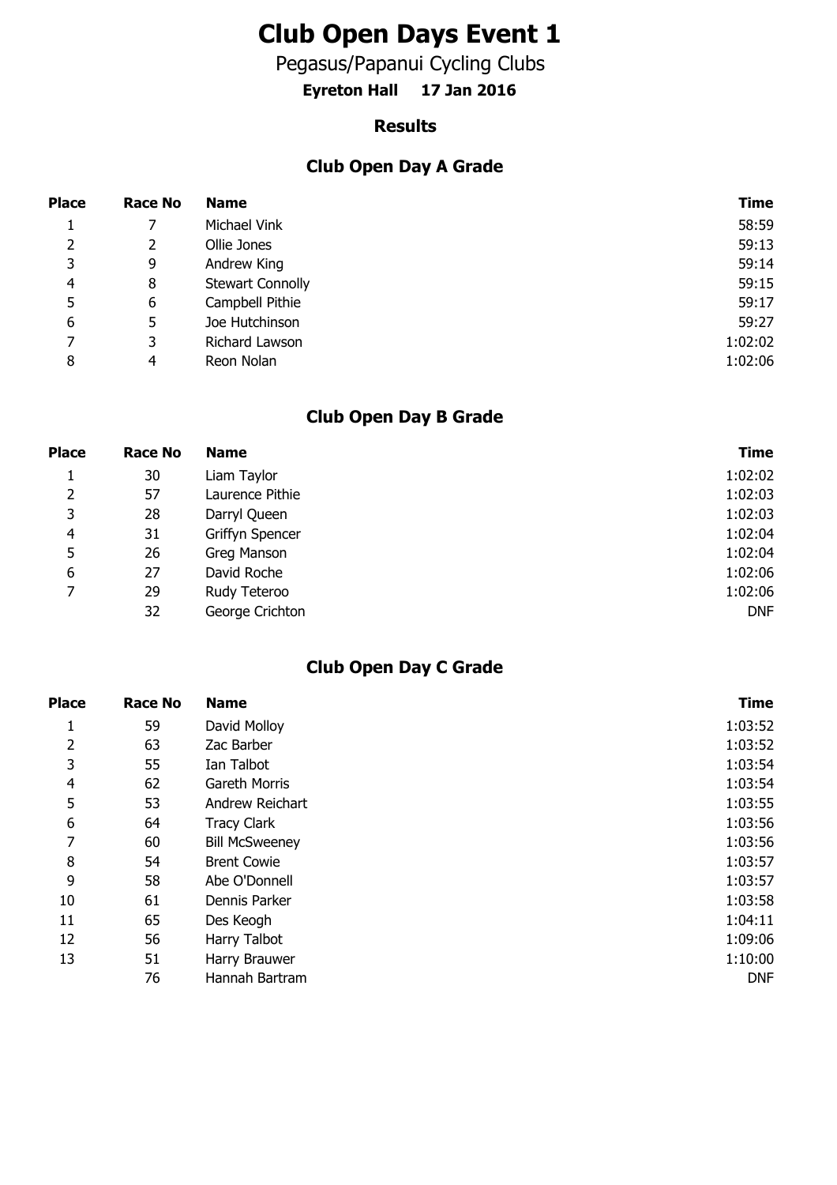# Club Open Days Event 1

Pegasus/Papanui Cycling Clubs

**Eyreton Hall 17 Jan 2016**

### Results

## Club Open Day A Grade

| Place | Race No | Name | Time |
|---|---|---|---|
| 1 | 7 | Michael Vink | 58:59 |
| 2 | 2 | Ollie Jones | 59:13 |
| 3 | 9 | Andrew King | 59:14 |
| 4 | 8 | Stewart Connolly | 59:15 |
| 5 | 6 | Campbell Pithie | 59:17 |
| 6 | 5 | Joe Hutchinson | 59:27 |
| 7 | 3 | Richard Lawson | 1:02:02 |
| 8 | 4 | Reon Nolan | 1:02:06 |

## Club Open Day B Grade

| Place | Race No | Name | Time |
|---|---|---|---|
| 1 | 30 | Liam Taylor | 1:02:02 |
| 2 | 57 | Laurence Pithie | 1:02:03 |
| 3 | 28 | Darryl Queen | 1:02:03 |
| 4 | 31 | Griffyn Spencer | 1:02:04 |
| 5 | 26 | Greg Manson | 1:02:04 |
| 6 | 27 | David Roche | 1:02:06 |
| 7 | 29 | Rudy Teteroo | 1:02:06 |
| | 32 | George Crichton | DNF |

## Club Open Day C Grade

| Place | Race No | Name | Time |
|---|---|---|---|
| 1 | 59 | David Molloy | 1:03:52 |
| 2 | 63 | Zac Barber | 1:03:52 |
| 3 | 55 | Ian Talbot | 1:03:54 |
| 4 | 62 | Gareth Morris | 1:03:54 |
| 5 | 53 | Andrew Reichart | 1:03:55 |
| 6 | 64 | Tracy Clark | 1:03:56 |
| 7 | 60 | Bill McSweeney | 1:03:56 |
| 8 | 54 | Brent Cowie | 1:03:57 |
| 9 | 58 | Abe O'Donnell | 1:03:57 |
| 10 | 61 | Dennis Parker | 1:03:58 |
| 11 | 65 | Des Keogh | 1:04:11 |
| 12 | 56 | Harry Talbot | 1:09:06 |
| 13 | 51 | Harry Brauwer | 1:10:00 |
| | 76 | Hannah Bartram | DNF |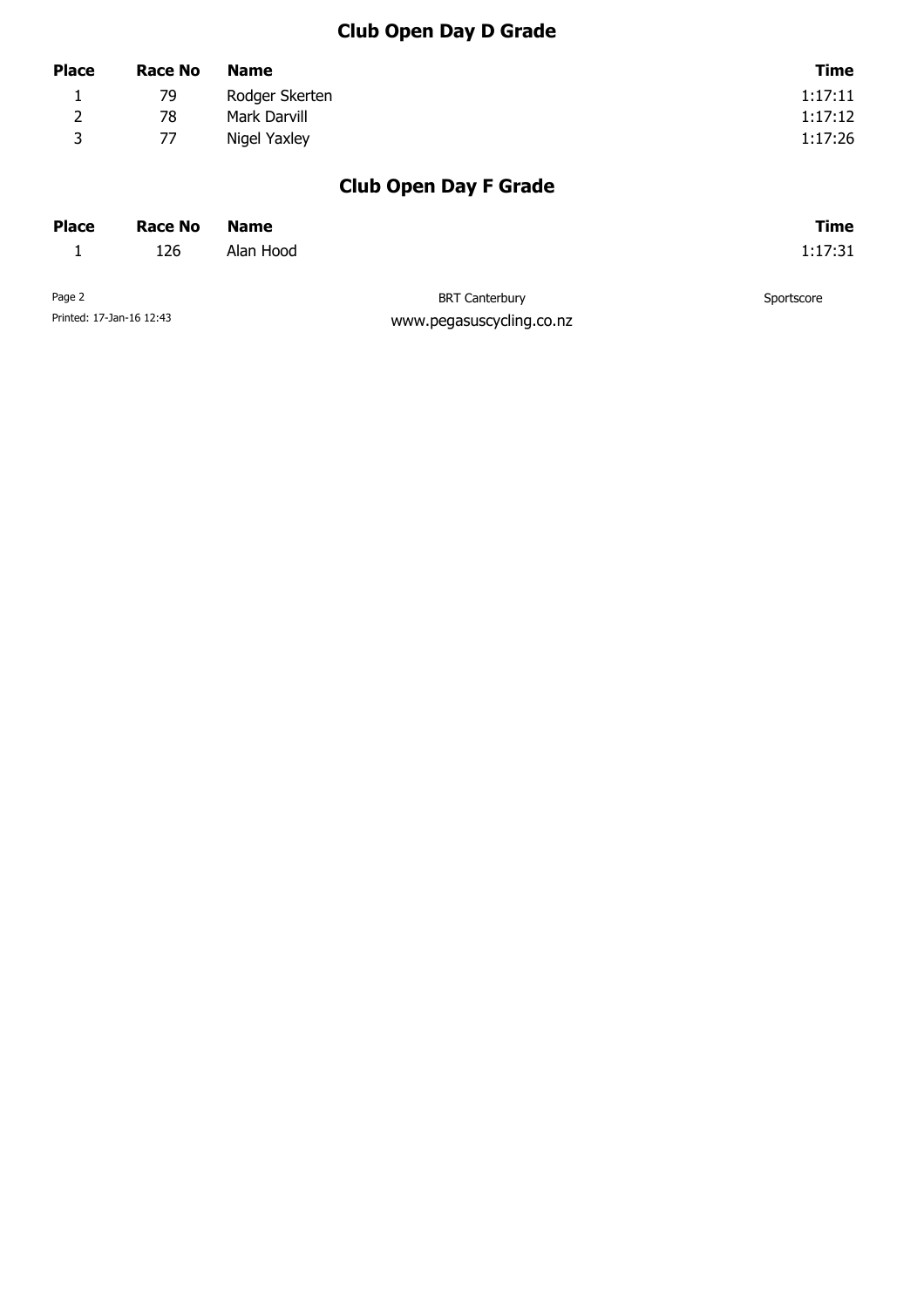## Club Open Day D Grade

| Place | Race No | Name | Time |
|---|---|---|---|
| 1 | 79 | Rodger Skerten | 1:17:11 |
| 2 | 78 | Mark Darvill | 1:17:12 |
| 3 | 77 | Nigel Yaxley | 1:17:26 |

## Club Open Day F Grade

| Place | Race No | Name | Time |
|---|---|---|---|
| 1 | 126 | Alan Hood | 1:17:31 |